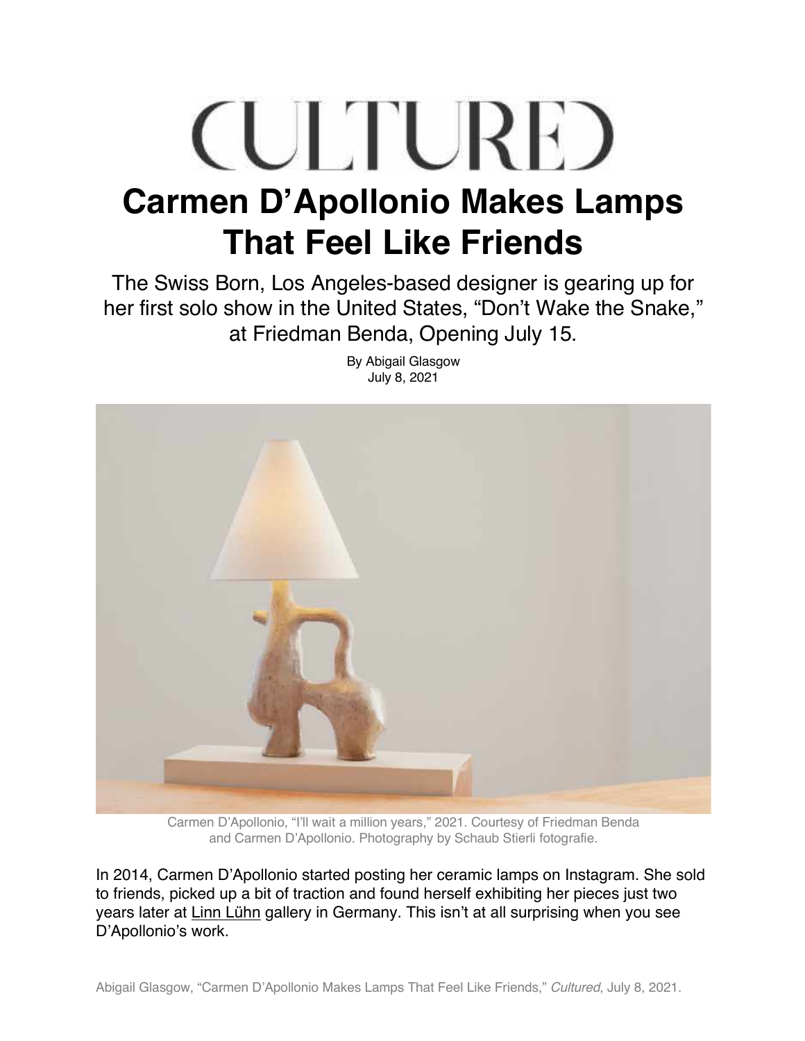# CULTURED

# Carmen D'Apollonio Makes Lamps That Feel Like Friends

The Swiss Born, Los Angeles-based designer is gearing up for her first solo show in the United States, "Don't Wake the Snake," at Friedman Benda, Opening July 15.

By Abigail Glasgow
July 8, 2021

Carmen D'Apollonio, "I'll wait a million years," 2021. Courtesy of Friedman Benda and Carmen D'Apollonio. Photography by Schaub Stierli fotografie.

In 2014, Carmen D'Apollonio started posting her ceramic lamps on Instagram. She sold to friends, picked up a bit of traction and found herself exhibiting her pieces just two years later at Linn Lühn gallery in Germany. This isn't at all surprising when you see D'Apollonio's work.

Abigail Glasgow, "Carmen D'Apollonio Makes Lamps That Feel Like Friends," *Cultured*, July 8, 2021.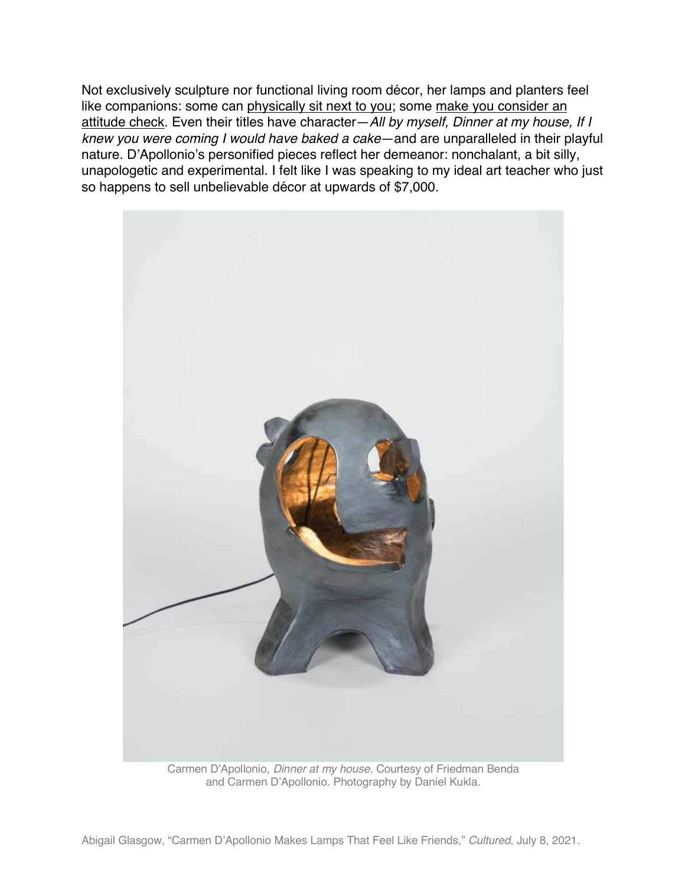Not exclusively sculpture nor functional living room décor, her lamps and planters feel like companions: some can physically sit next to you; some make you consider an attitude check. Even their titles have character—*All by myself, Dinner at my house, If I knew you were coming I would have baked a cake*—and are unparalleled in their playful nature. D'Apollonio's personified pieces reflect her demeanor: nonchalant, a bit silly, unapologetic and experimental. I felt like I was speaking to my ideal art teacher who just so happens to sell unbelievable décor at upwards of $7,000.

Carmen D'Apollonio, *Dinner at my house*. Courtesy of Friedman Benda and Carmen D'Apollonio. Photography by Daniel Kukla.

Abigail Glasgow, "Carmen D'Apollonio Makes Lamps That Feel Like Friends," *Cultured*, July 8, 2021.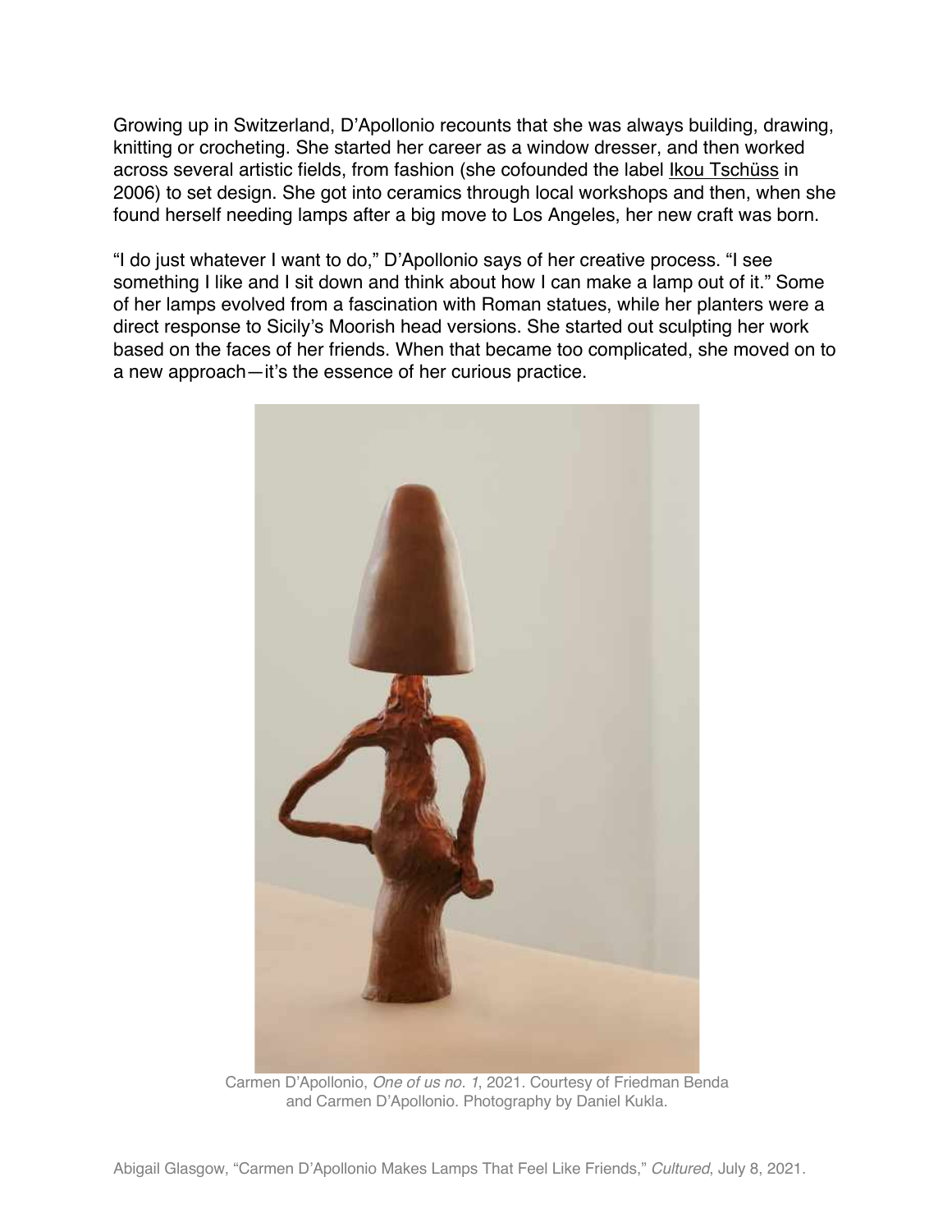Growing up in Switzerland, D'Apollonio recounts that she was always building, drawing, knitting or crocheting. She started her career as a window dresser, and then worked across several artistic fields, from fashion (she cofounded the label Ikou Tschüss in 2006) to set design. She got into ceramics through local workshops and then, when she found herself needing lamps after a big move to Los Angeles, her new craft was born.

"I do just whatever I want to do," D'Apollonio says of her creative process. "I see something I like and I sit down and think about how I can make a lamp out of it." Some of her lamps evolved from a fascination with Roman statues, while her planters were a direct response to Sicily's Moorish head versions. She started out sculpting her work based on the faces of her friends. When that became too complicated, she moved on to a new approach—it's the essence of her curious practice.

Carmen D'Apollonio, *One of us no. 1*, 2021. Courtesy of Friedman Benda and Carmen D'Apollonio. Photography by Daniel Kukla.

Abigail Glasgow, "Carmen D'Apollonio Makes Lamps That Feel Like Friends," *Cultured*, July 8, 2021.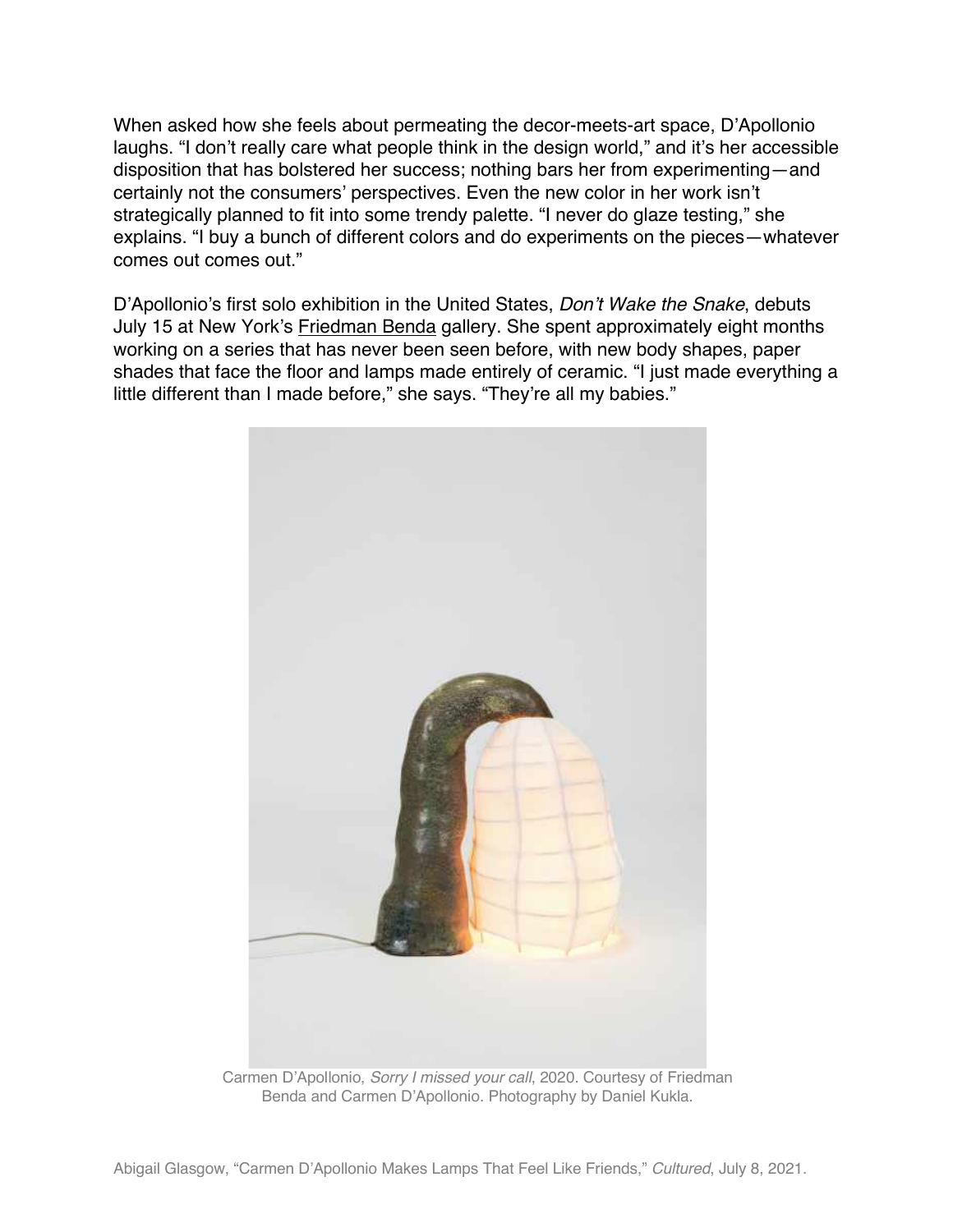When asked how she feels about permeating the decor-meets-art space, D'Apollonio laughs. "I don't really care what people think in the design world," and it's her accessible disposition that has bolstered her success; nothing bars her from experimenting—and certainly not the consumers' perspectives. Even the new color in her work isn't strategically planned to fit into some trendy palette. "I never do glaze testing," she explains. "I buy a bunch of different colors and do experiments on the pieces—whatever comes out comes out."

D'Apollonio's first solo exhibition in the United States, *Don't Wake the Snake*, debuts July 15 at New York's Friedman Benda gallery. She spent approximately eight months working on a series that has never been seen before, with new body shapes, paper shades that face the floor and lamps made entirely of ceramic. "I just made everything a little different than I made before," she says. "They're all my babies."

Carmen D'Apollonio, *Sorry I missed your call*, 2020. Courtesy of Friedman Benda and Carmen D'Apollonio. Photography by Daniel Kukla.

Abigail Glasgow, "Carmen D'Apollonio Makes Lamps That Feel Like Friends," *Cultured*, July 8, 2021.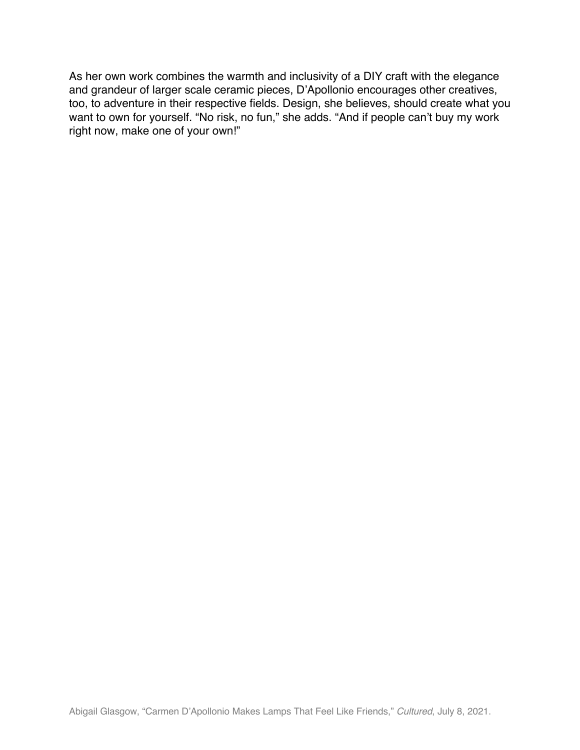As her own work combines the warmth and inclusivity of a DIY craft with the elegance and grandeur of larger scale ceramic pieces, D'Apollonio encourages other creatives, too, to adventure in their respective fields. Design, she believes, should create what you want to own for yourself. "No risk, no fun," she adds. "And if people can't buy my work right now, make one of your own!"

Abigail Glasgow, "Carmen D'Apollonio Makes Lamps That Feel Like Friends," *Cultured*, July 8, 2021.